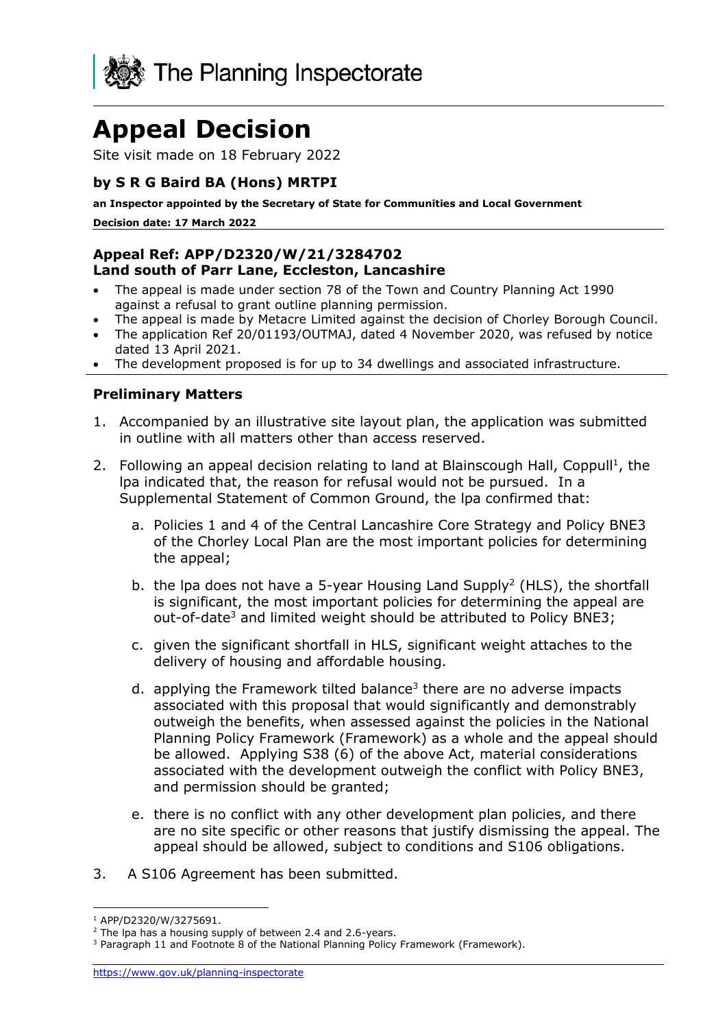The Planning Inspectorate

# Appeal Decision

Site visit made on 18 February 2022

### by S R G Baird BA (Hons) MRTPI

**an Inspector appointed by the Secretary of State for Communities and Local Government**

**Decision date: 17 March 2022**

### Appeal Ref: APP/D2320/W/21/3284702
### Land south of Parr Lane, Eccleston, Lancashire

- The appeal is made under section 78 of the Town and Country Planning Act 1990 against a refusal to grant outline planning permission.
- The appeal is made by Metacre Limited against the decision of Chorley Borough Council.
- The application Ref 20/01193/OUTMAJ, dated 4 November 2020, was refused by notice dated 13 April 2021.
- The development proposed is for up to 34 dwellings and associated infrastructure.

## Preliminary Matters

1. Accompanied by an illustrative site layout plan, the application was submitted in outline with all matters other than access reserved.

2. Following an appeal decision relating to land at Blainscough Hall, Coppull[1], the lpa indicated that, the reason for refusal would not be pursued. In a Supplemental Statement of Common Ground, the lpa confirmed that:

    a. Policies 1 and 4 of the Central Lancashire Core Strategy and Policy BNE3 of the Chorley Local Plan are the most important policies for determining the appeal;

    b. the lpa does not have a 5-year Housing Land Supply[2] (HLS), the shortfall is significant, the most important policies for determining the appeal are out-of-date[3] and limited weight should be attributed to Policy BNE3;

    c. given the significant shortfall in HLS, significant weight attaches to the delivery of housing and affordable housing.

    d. applying the Framework tilted balance[3] there are no adverse impacts associated with this proposal that would significantly and demonstrably outweigh the benefits, when assessed against the policies in the National Planning Policy Framework (Framework) as a whole and the appeal should be allowed. Applying S38 (6) of the above Act, material considerations associated with the development outweigh the conflict with Policy BNE3, and permission should be granted;

    e. there is no conflict with any other development plan policies, and there are no site specific or other reasons that justify dismissing the appeal. The appeal should be allowed, subject to conditions and S106 obligations.

3. A S106 Agreement has been submitted.

---

[1] APP/D2320/W/3275691.

[2] The lpa has a housing supply of between 2.4 and 2.6-years.

[3] Paragraph 11 and Footnote 8 of the National Planning Policy Framework (Framework).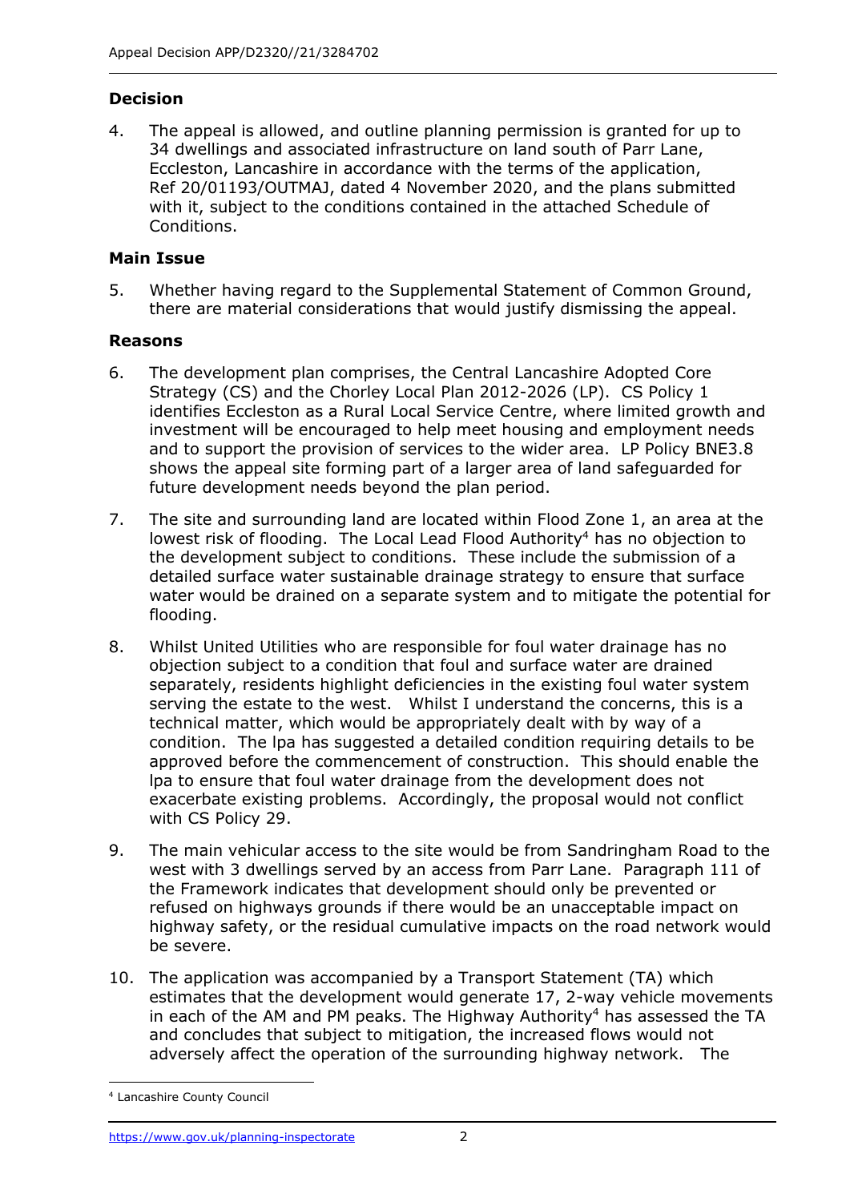## Decision

4. The appeal is allowed, and outline planning permission is granted for up to 34 dwellings and associated infrastructure on land south of Parr Lane, Eccleston, Lancashire in accordance with the terms of the application, Ref 20/01193/OUTMAJ, dated 4 November 2020, and the plans submitted with it, subject to the conditions contained in the attached Schedule of Conditions.

## Main Issue

5. Whether having regard to the Supplemental Statement of Common Ground, there are material considerations that would justify dismissing the appeal.

## Reasons

6. The development plan comprises, the Central Lancashire Adopted Core Strategy (CS) and the Chorley Local Plan 2012-2026 (LP). CS Policy 1 identifies Eccleston as a Rural Local Service Centre, where limited growth and investment will be encouraged to help meet housing and employment needs and to support the provision of services to the wider area. LP Policy BNE3.8 shows the appeal site forming part of a larger area of land safeguarded for future development needs beyond the plan period.

7. The site and surrounding land are located within Flood Zone 1, an area at the lowest risk of flooding. The Local Lead Flood Authority[4] has no objection to the development subject to conditions. These include the submission of a detailed surface water sustainable drainage strategy to ensure that surface water would be drained on a separate system and to mitigate the potential for flooding.

8. Whilst United Utilities who are responsible for foul water drainage has no objection subject to a condition that foul and surface water are drained separately, residents highlight deficiencies in the existing foul water system serving the estate to the west. Whilst I understand the concerns, this is a technical matter, which would be appropriately dealt with by way of a condition. The lpa has suggested a detailed condition requiring details to be approved before the commencement of construction. This should enable the lpa to ensure that foul water drainage from the development does not exacerbate existing problems. Accordingly, the proposal would not conflict with CS Policy 29.

9. The main vehicular access to the site would be from Sandringham Road to the west with 3 dwellings served by an access from Parr Lane. Paragraph 111 of the Framework indicates that development should only be prevented or refused on highways grounds if there would be an unacceptable impact on highway safety, or the residual cumulative impacts on the road network would be severe.

10. The application was accompanied by a Transport Statement (TA) which estimates that the development would generate 17, 2-way vehicle movements in each of the AM and PM peaks. The Highway Authority[4] has assessed the TA and concludes that subject to mitigation, the increased flows would not adversely affect the operation of the surrounding highway network. The

[4] Lancashire County Council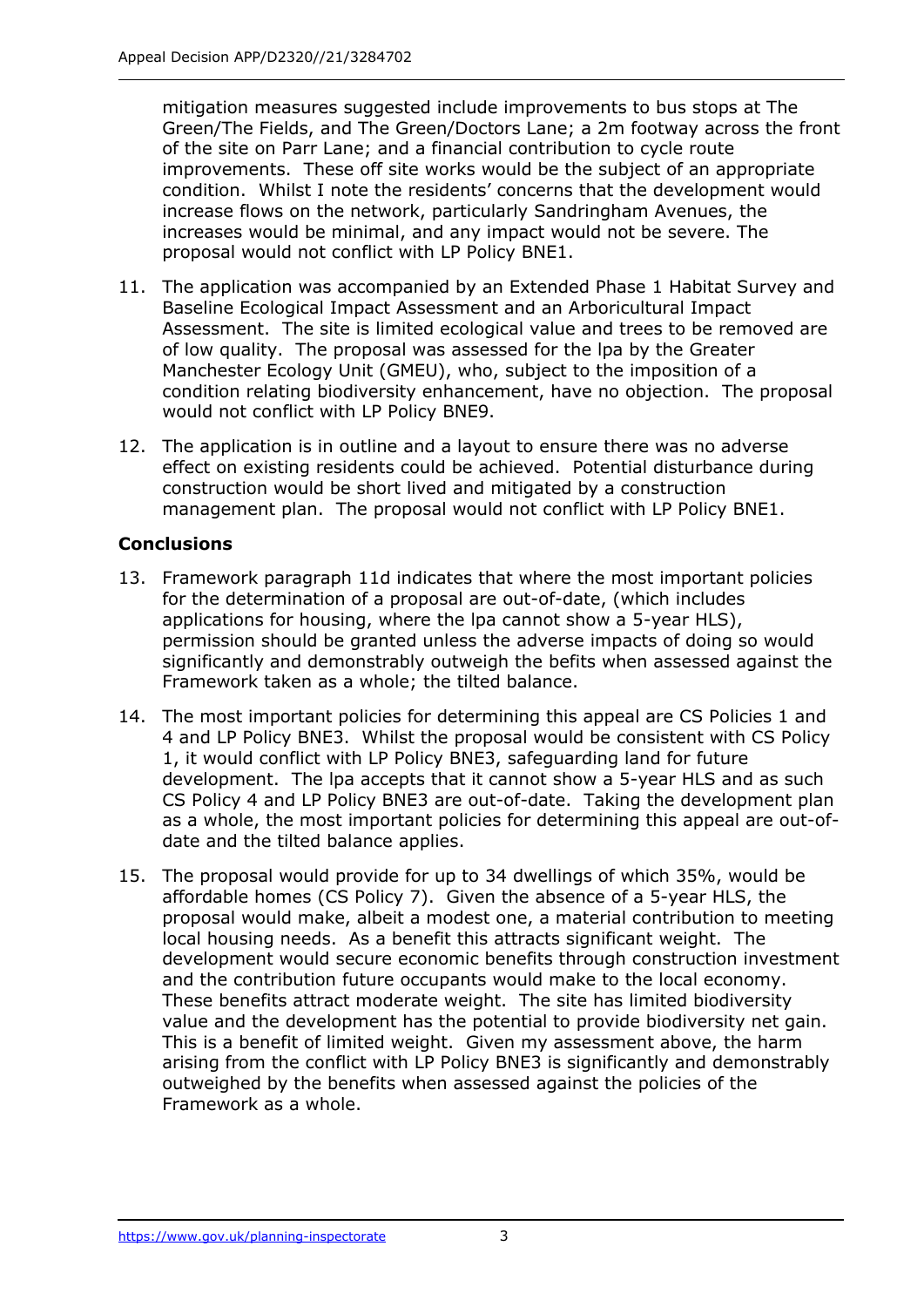mitigation measures suggested include improvements to bus stops at The Green/The Fields, and The Green/Doctors Lane; a 2m footway across the front of the site on Parr Lane; and a financial contribution to cycle route improvements. These off site works would be the subject of an appropriate condition. Whilst I note the residents' concerns that the development would increase flows on the network, particularly Sandringham Avenues, the increases would be minimal, and any impact would not be severe. The proposal would not conflict with LP Policy BNE1.

11. The application was accompanied by an Extended Phase 1 Habitat Survey and Baseline Ecological Impact Assessment and an Arboricultural Impact Assessment. The site is limited ecological value and trees to be removed are of low quality. The proposal was assessed for the lpa by the Greater Manchester Ecology Unit (GMEU), who, subject to the imposition of a condition relating biodiversity enhancement, have no objection. The proposal would not conflict with LP Policy BNE9.

12. The application is in outline and a layout to ensure there was no adverse effect on existing residents could be achieved. Potential disturbance during construction would be short lived and mitigated by a construction management plan. The proposal would not conflict with LP Policy BNE1.

## Conclusions

13. Framework paragraph 11d indicates that where the most important policies for the determination of a proposal are out-of-date, (which includes applications for housing, where the lpa cannot show a 5-year HLS), permission should be granted unless the adverse impacts of doing so would significantly and demonstrably outweigh the befits when assessed against the Framework taken as a whole; the tilted balance.

14. The most important policies for determining this appeal are CS Policies 1 and 4 and LP Policy BNE3. Whilst the proposal would be consistent with CS Policy 1, it would conflict with LP Policy BNE3, safeguarding land for future development. The lpa accepts that it cannot show a 5-year HLS and as such CS Policy 4 and LP Policy BNE3 are out-of-date. Taking the development plan as a whole, the most important policies for determining this appeal are out-of-date and the tilted balance applies.

15. The proposal would provide for up to 34 dwellings of which 35%, would be affordable homes (CS Policy 7). Given the absence of a 5-year HLS, the proposal would make, albeit a modest one, a material contribution to meeting local housing needs. As a benefit this attracts significant weight. The development would secure economic benefits through construction investment and the contribution future occupants would make to the local economy. These benefits attract moderate weight. The site has limited biodiversity value and the development has the potential to provide biodiversity net gain. This is a benefit of limited weight. Given my assessment above, the harm arising from the conflict with LP Policy BNE3 is significantly and demonstrably outweighed by the benefits when assessed against the policies of the Framework as a whole.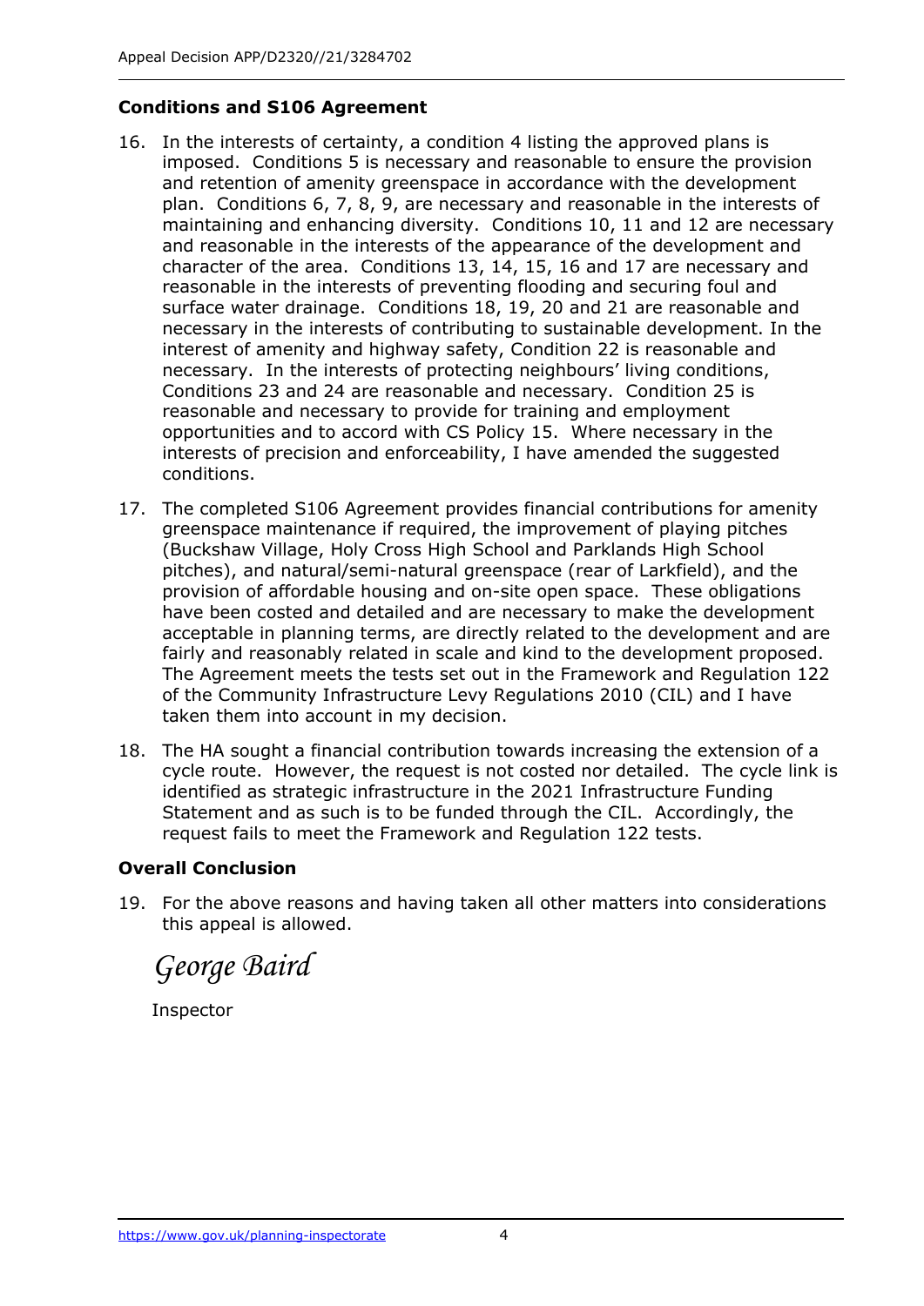## Conditions and S106 Agreement

16. In the interests of certainty, a condition 4 listing the approved plans is imposed. Conditions 5 is necessary and reasonable to ensure the provision and retention of amenity greenspace in accordance with the development plan. Conditions 6, 7, 8, 9, are necessary and reasonable in the interests of maintaining and enhancing diversity. Conditions 10, 11 and 12 are necessary and reasonable in the interests of the appearance of the development and character of the area. Conditions 13, 14, 15, 16 and 17 are necessary and reasonable in the interests of preventing flooding and securing foul and surface water drainage. Conditions 18, 19, 20 and 21 are reasonable and necessary in the interests of contributing to sustainable development. In the interest of amenity and highway safety, Condition 22 is reasonable and necessary. In the interests of protecting neighbours' living conditions, Conditions 23 and 24 are reasonable and necessary. Condition 25 is reasonable and necessary to provide for training and employment opportunities and to accord with CS Policy 15. Where necessary in the interests of precision and enforceability, I have amended the suggested conditions.

17. The completed S106 Agreement provides financial contributions for amenity greenspace maintenance if required, the improvement of playing pitches (Buckshaw Village, Holy Cross High School and Parklands High School pitches), and natural/semi-natural greenspace (rear of Larkfield), and the provision of affordable housing and on-site open space. These obligations have been costed and detailed and are necessary to make the development acceptable in planning terms, are directly related to the development and are fairly and reasonably related in scale and kind to the development proposed. The Agreement meets the tests set out in the Framework and Regulation 122 of the Community Infrastructure Levy Regulations 2010 (CIL) and I have taken them into account in my decision.

18. The HA sought a financial contribution towards increasing the extension of a cycle route. However, the request is not costed nor detailed. The cycle link is identified as strategic infrastructure in the 2021 Infrastructure Funding Statement and as such is to be funded through the CIL. Accordingly, the request fails to meet the Framework and Regulation 122 tests.

## Overall Conclusion

19. For the above reasons and having taken all other matters into considerations this appeal is allowed.

*George Baird*

Inspector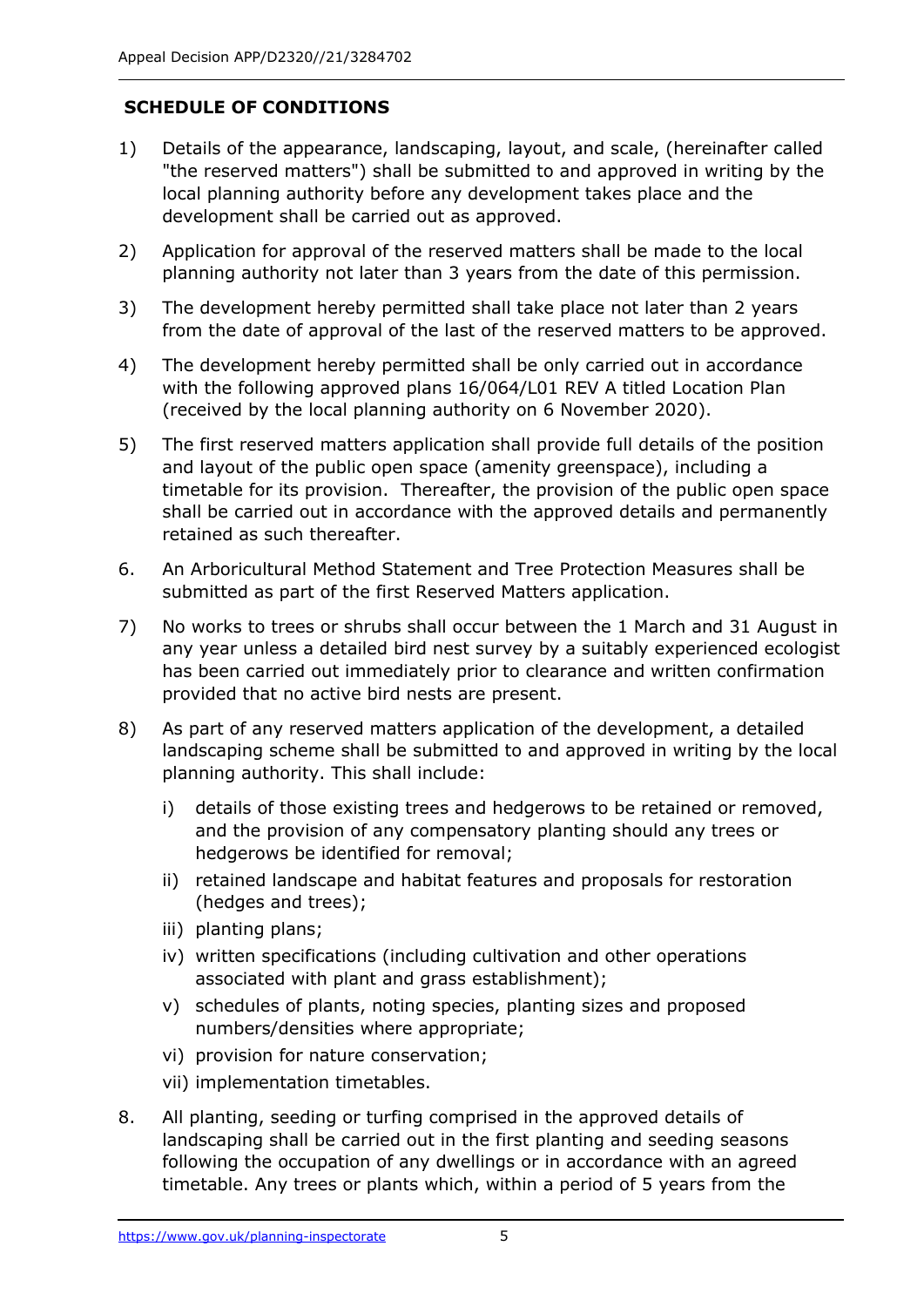## SCHEDULE OF CONDITIONS

1) Details of the appearance, landscaping, layout, and scale, (hereinafter called "the reserved matters") shall be submitted to and approved in writing by the local planning authority before any development takes place and the development shall be carried out as approved.

2) Application for approval of the reserved matters shall be made to the local planning authority not later than 3 years from the date of this permission.

3) The development hereby permitted shall take place not later than 2 years from the date of approval of the last of the reserved matters to be approved.

4) The development hereby permitted shall be only carried out in accordance with the following approved plans 16/064/L01 REV A titled Location Plan (received by the local planning authority on 6 November 2020).

5) The first reserved matters application shall provide full details of the position and layout of the public open space (amenity greenspace), including a timetable for its provision. Thereafter, the provision of the public open space shall be carried out in accordance with the approved details and permanently retained as such thereafter.

6. An Arboricultural Method Statement and Tree Protection Measures shall be submitted as part of the first Reserved Matters application.

7) No works to trees or shrubs shall occur between the 1 March and 31 August in any year unless a detailed bird nest survey by a suitably experienced ecologist has been carried out immediately prior to clearance and written confirmation provided that no active bird nests are present.

8) As part of any reserved matters application of the development, a detailed landscaping scheme shall be submitted to and approved in writing by the local planning authority. This shall include:

    i) details of those existing trees and hedgerows to be retained or removed, and the provision of any compensatory planting should any trees or hedgerows be identified for removal;

    ii) retained landscape and habitat features and proposals for restoration (hedges and trees);

    iii) planting plans;

    iv) written specifications (including cultivation and other operations associated with plant and grass establishment);

    v) schedules of plants, noting species, planting sizes and proposed numbers/densities where appropriate;

    vi) provision for nature conservation;

    vii) implementation timetables.

8. All planting, seeding or turfing comprised in the approved details of landscaping shall be carried out in the first planting and seeding seasons following the occupation of any dwellings or in accordance with an agreed timetable. Any trees or plants which, within a period of 5 years from the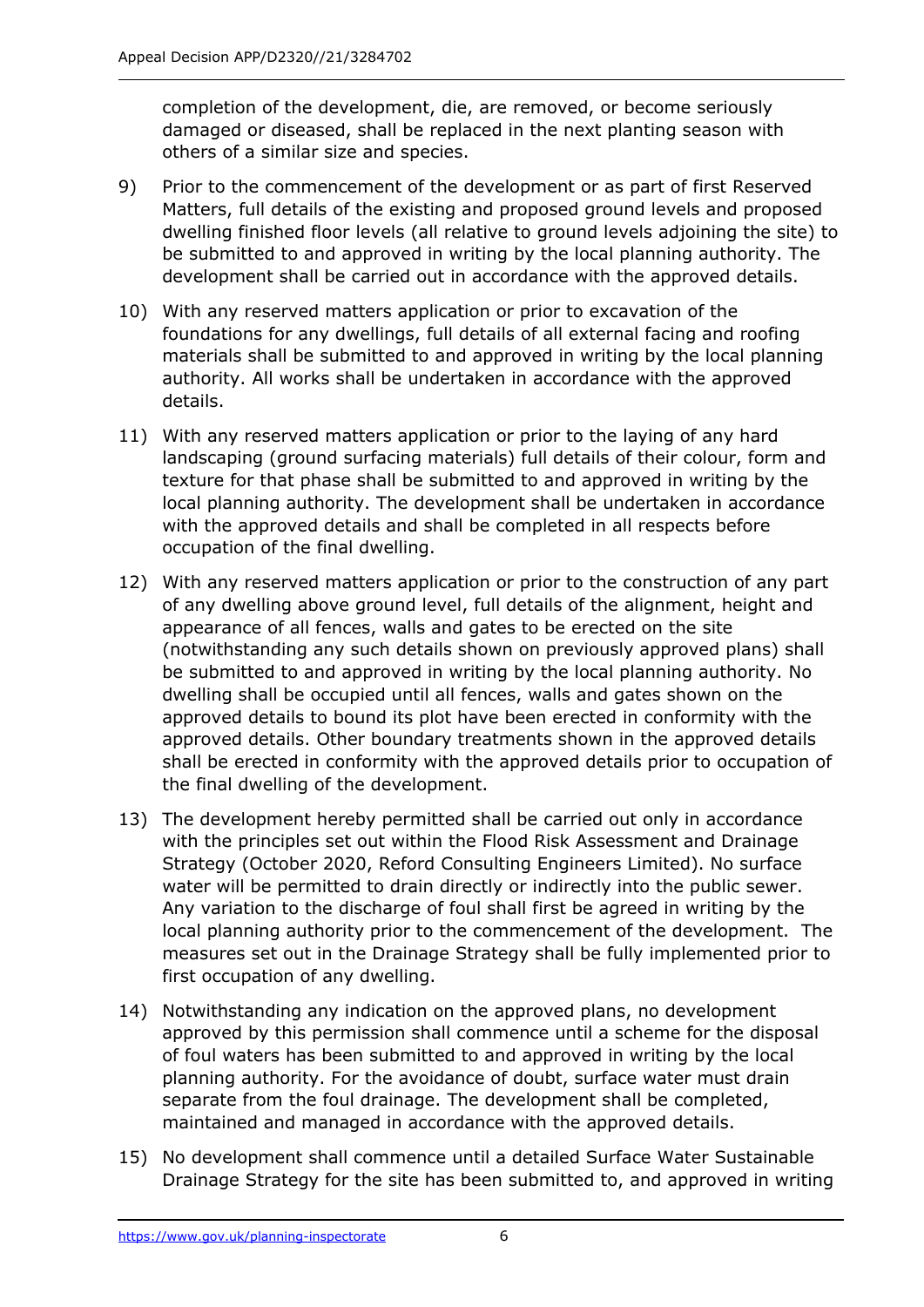completion of the development, die, are removed, or become seriously damaged or diseased, shall be replaced in the next planting season with others of a similar size and species.

9) Prior to the commencement of the development or as part of first Reserved Matters, full details of the existing and proposed ground levels and proposed dwelling finished floor levels (all relative to ground levels adjoining the site) to be submitted to and approved in writing by the local planning authority. The development shall be carried out in accordance with the approved details.

10) With any reserved matters application or prior to excavation of the foundations for any dwellings, full details of all external facing and roofing materials shall be submitted to and approved in writing by the local planning authority. All works shall be undertaken in accordance with the approved details.

11) With any reserved matters application or prior to the laying of any hard landscaping (ground surfacing materials) full details of their colour, form and texture for that phase shall be submitted to and approved in writing by the local planning authority. The development shall be undertaken in accordance with the approved details and shall be completed in all respects before occupation of the final dwelling.

12) With any reserved matters application or prior to the construction of any part of any dwelling above ground level, full details of the alignment, height and appearance of all fences, walls and gates to be erected on the site (notwithstanding any such details shown on previously approved plans) shall be submitted to and approved in writing by the local planning authority. No dwelling shall be occupied until all fences, walls and gates shown on the approved details to bound its plot have been erected in conformity with the approved details. Other boundary treatments shown in the approved details shall be erected in conformity with the approved details prior to occupation of the final dwelling of the development.

13) The development hereby permitted shall be carried out only in accordance with the principles set out within the Flood Risk Assessment and Drainage Strategy (October 2020, Reford Consulting Engineers Limited). No surface water will be permitted to drain directly or indirectly into the public sewer. Any variation to the discharge of foul shall first be agreed in writing by the local planning authority prior to the commencement of the development. The measures set out in the Drainage Strategy shall be fully implemented prior to first occupation of any dwelling.

14) Notwithstanding any indication on the approved plans, no development approved by this permission shall commence until a scheme for the disposal of foul waters has been submitted to and approved in writing by the local planning authority. For the avoidance of doubt, surface water must drain separate from the foul drainage. The development shall be completed, maintained and managed in accordance with the approved details.

15) No development shall commence until a detailed Surface Water Sustainable Drainage Strategy for the site has been submitted to, and approved in writing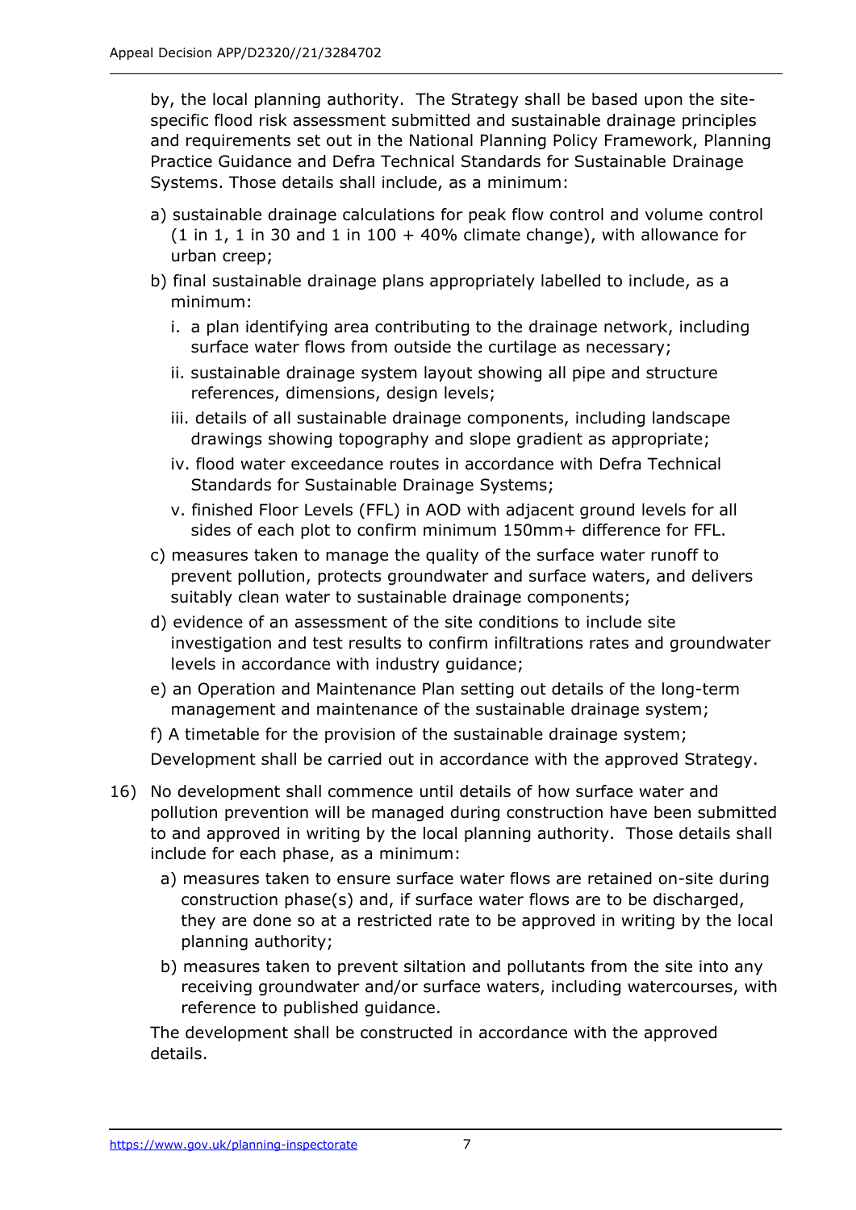by, the local planning authority. The Strategy shall be based upon the site-specific flood risk assessment submitted and sustainable drainage principles and requirements set out in the National Planning Policy Framework, Planning Practice Guidance and Defra Technical Standards for Sustainable Drainage Systems. Those details shall include, as a minimum:

a) sustainable drainage calculations for peak flow control and volume control (1 in 1, 1 in 30 and 1 in 100 + 40% climate change), with allowance for urban creep;

b) final sustainable drainage plans appropriately labelled to include, as a minimum:

   i. a plan identifying area contributing to the drainage network, including surface water flows from outside the curtilage as necessary;

   ii. sustainable drainage system layout showing all pipe and structure references, dimensions, design levels;

   iii. details of all sustainable drainage components, including landscape drawings showing topography and slope gradient as appropriate;

   iv. flood water exceedance routes in accordance with Defra Technical Standards for Sustainable Drainage Systems;

   v. finished Floor Levels (FFL) in AOD with adjacent ground levels for all sides of each plot to confirm minimum 150mm+ difference for FFL.

c) measures taken to manage the quality of the surface water runoff to prevent pollution, protects groundwater and surface waters, and delivers suitably clean water to sustainable drainage components;

d) evidence of an assessment of the site conditions to include site investigation and test results to confirm infiltrations rates and groundwater levels in accordance with industry guidance;

e) an Operation and Maintenance Plan setting out details of the long-term management and maintenance of the sustainable drainage system;

f) A timetable for the provision of the sustainable drainage system;

Development shall be carried out in accordance with the approved Strategy.

16) No development shall commence until details of how surface water and pollution prevention will be managed during construction have been submitted to and approved in writing by the local planning authority. Those details shall include for each phase, as a minimum:

   a) measures taken to ensure surface water flows are retained on-site during construction phase(s) and, if surface water flows are to be discharged, they are done so at a restricted rate to be approved in writing by the local planning authority;

   b) measures taken to prevent siltation and pollutants from the site into any receiving groundwater and/or surface waters, including watercourses, with reference to published guidance.

   The development shall be constructed in accordance with the approved details.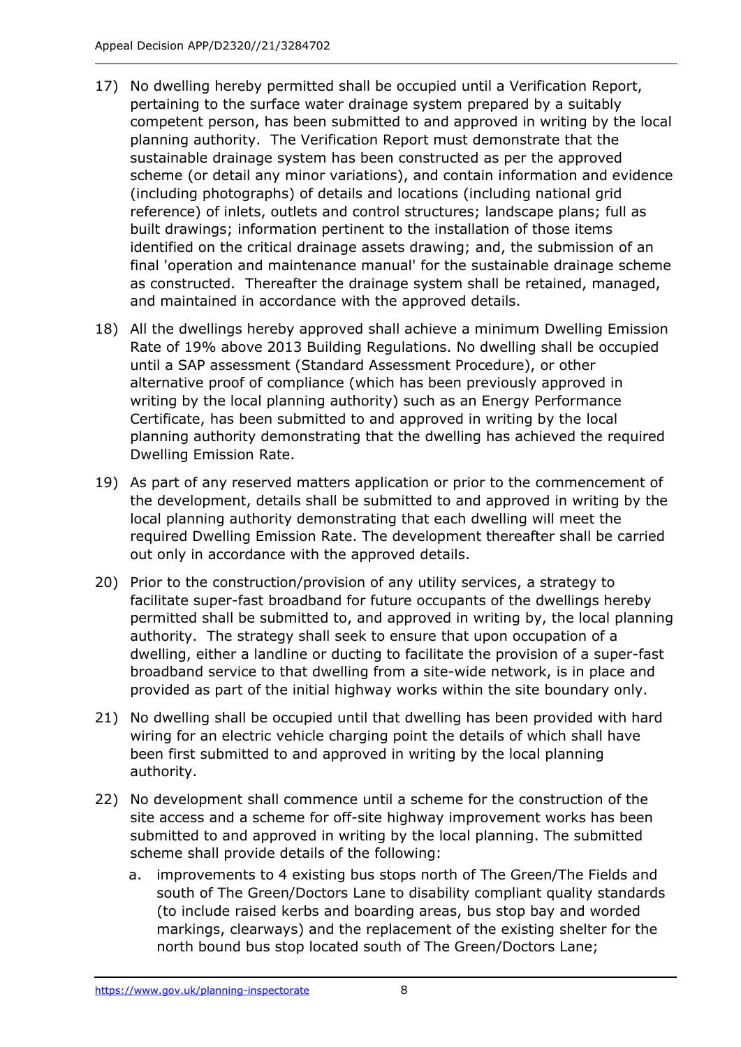17) No dwelling hereby permitted shall be occupied until a Verification Report, pertaining to the surface water drainage system prepared by a suitably competent person, has been submitted to and approved in writing by the local planning authority. The Verification Report must demonstrate that the sustainable drainage system has been constructed as per the approved scheme (or detail any minor variations), and contain information and evidence (including photographs) of details and locations (including national grid reference) of inlets, outlets and control structures; landscape plans; full as built drawings; information pertinent to the installation of those items identified on the critical drainage assets drawing; and, the submission of an final 'operation and maintenance manual' for the sustainable drainage scheme as constructed. Thereafter the drainage system shall be retained, managed, and maintained in accordance with the approved details.

18) All the dwellings hereby approved shall achieve a minimum Dwelling Emission Rate of 19% above 2013 Building Regulations. No dwelling shall be occupied until a SAP assessment (Standard Assessment Procedure), or other alternative proof of compliance (which has been previously approved in writing by the local planning authority) such as an Energy Performance Certificate, has been submitted to and approved in writing by the local planning authority demonstrating that the dwelling has achieved the required Dwelling Emission Rate.

19) As part of any reserved matters application or prior to the commencement of the development, details shall be submitted to and approved in writing by the local planning authority demonstrating that each dwelling will meet the required Dwelling Emission Rate. The development thereafter shall be carried out only in accordance with the approved details.

20) Prior to the construction/provision of any utility services, a strategy to facilitate super-fast broadband for future occupants of the dwellings hereby permitted shall be submitted to, and approved in writing by, the local planning authority. The strategy shall seek to ensure that upon occupation of a dwelling, either a landline or ducting to facilitate the provision of a super-fast broadband service to that dwelling from a site-wide network, is in place and provided as part of the initial highway works within the site boundary only.

21) No dwelling shall be occupied until that dwelling has been provided with hard wiring for an electric vehicle charging point the details of which shall have been first submitted to and approved in writing by the local planning authority.

22) No development shall commence until a scheme for the construction of the site access and a scheme for off-site highway improvement works has been submitted to and approved in writing by the local planning. The submitted scheme shall provide details of the following:

    a. improvements to 4 existing bus stops north of The Green/The Fields and south of The Green/Doctors Lane to disability compliant quality standards (to include raised kerbs and boarding areas, bus stop bay and worded markings, clearways) and the replacement of the existing shelter for the north bound bus stop located south of The Green/Doctors Lane;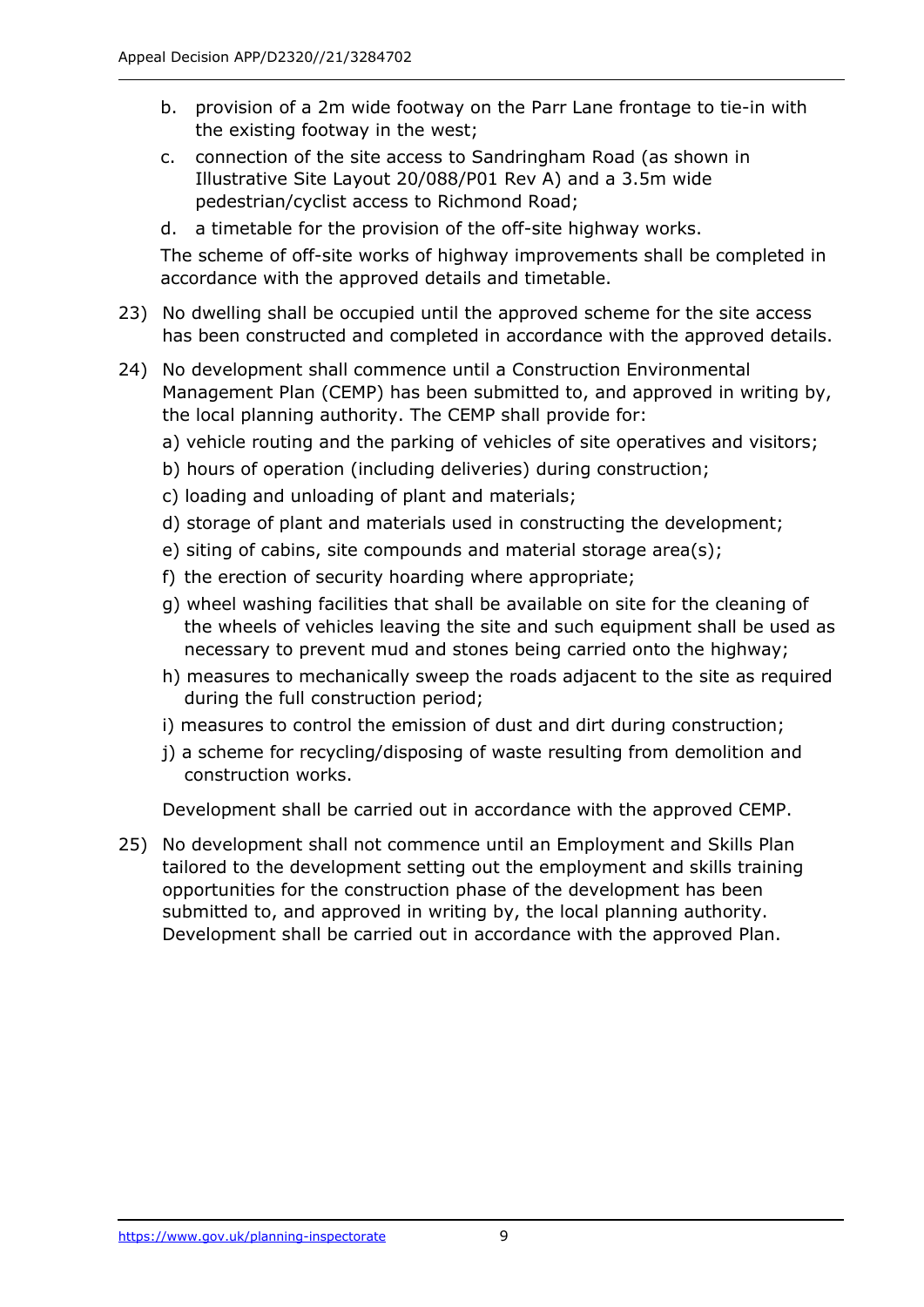b. provision of a 2m wide footway on the Parr Lane frontage to tie-in with the existing footway in the west;

c. connection of the site access to Sandringham Road (as shown in Illustrative Site Layout 20/088/P01 Rev A) and a 3.5m wide pedestrian/cyclist access to Richmond Road;

d. a timetable for the provision of the off-site highway works.

The scheme of off-site works of highway improvements shall be completed in accordance with the approved details and timetable.

23) No dwelling shall be occupied until the approved scheme for the site access has been constructed and completed in accordance with the approved details.

24) No development shall commence until a Construction Environmental Management Plan (CEMP) has been submitted to, and approved in writing by, the local planning authority. The CEMP shall provide for:

a) vehicle routing and the parking of vehicles of site operatives and visitors;

b) hours of operation (including deliveries) during construction;

c) loading and unloading of plant and materials;

d) storage of plant and materials used in constructing the development;

e) siting of cabins, site compounds and material storage area(s);

f) the erection of security hoarding where appropriate;

g) wheel washing facilities that shall be available on site for the cleaning of the wheels of vehicles leaving the site and such equipment shall be used as necessary to prevent mud and stones being carried onto the highway;

h) measures to mechanically sweep the roads adjacent to the site as required during the full construction period;

i) measures to control the emission of dust and dirt during construction;

j) a scheme for recycling/disposing of waste resulting from demolition and construction works.

Development shall be carried out in accordance with the approved CEMP.

25) No development shall not commence until an Employment and Skills Plan tailored to the development setting out the employment and skills training opportunities for the construction phase of the development has been submitted to, and approved in writing by, the local planning authority. Development shall be carried out in accordance with the approved Plan.